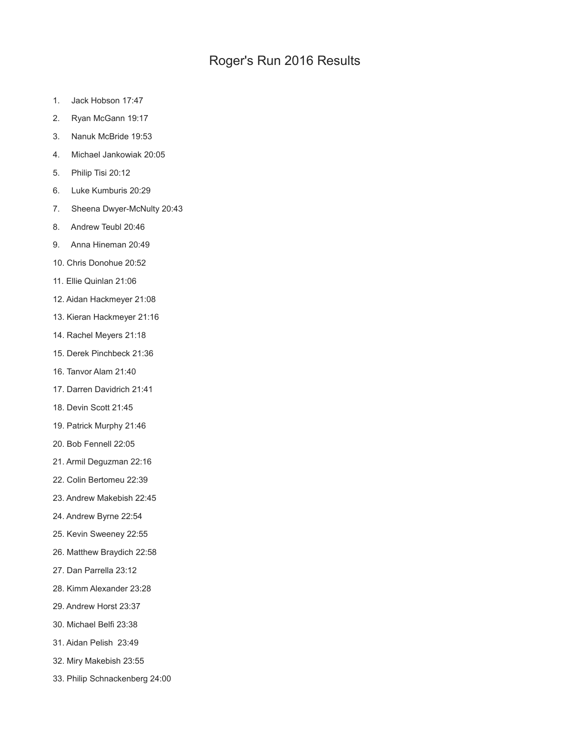# Roger's Run 2016 Results

1. Jack Hobson 17:47
2. Ryan McGann 19:17
3. Nanuk McBride 19:53
4. Michael Jankowiak 20:05
5. Philip Tisi 20:12
6. Luke Kumburis 20:29
7. Sheena Dwyer-McNulty 20:43
8. Andrew Teubl 20:46
9. Anna Hineman 20:49
10. Chris Donohue 20:52
11. Ellie Quinlan 21:06
12. Aidan Hackmeyer 21:08
13. Kieran Hackmeyer 21:16
14. Rachel Meyers 21:18
15. Derek Pinchbeck 21:36
16. Tanvor Alam 21:40
17. Darren Davidrich 21:41
18. Devin Scott 21:45
19. Patrick Murphy 21:46
20. Bob Fennell 22:05
21. Armil Deguzman 22:16
22. Colin Bertomeu 22:39
23. Andrew Makebish 22:45
24. Andrew Byrne 22:54
25. Kevin Sweeney 22:55
26. Matthew Braydich 22:58
27. Dan Parrella 23:12
28. Kimm Alexander 23:28
29. Andrew Horst 23:37
30. Michael Belfi 23:38
31. Aidan Pelish 23:49
32. Miry Makebish 23:55
33. Philip Schnackenberg 24:00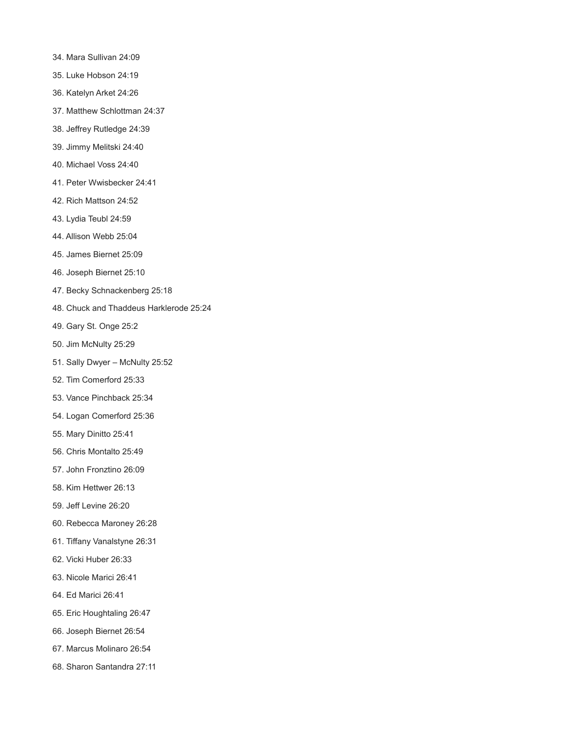34. Mara Sullivan 24:09
35. Luke Hobson 24:19
36. Katelyn Arket 24:26
37. Matthew Schlottman 24:37
38. Jeffrey Rutledge 24:39
39. Jimmy Melitski 24:40
40. Michael Voss 24:40
41. Peter Wwisbecker 24:41
42. Rich Mattson 24:52
43. Lydia Teubl 24:59
44. Allison Webb 25:04
45. James Biernet 25:09
46. Joseph Biernet 25:10
47. Becky Schnackenberg 25:18
48. Chuck and Thaddeus Harklerode 25:24
49. Gary St. Onge 25:2
50. Jim McNulty 25:29
51. Sally Dwyer – McNulty 25:52
52. Tim Comerford 25:33
53. Vance Pinchback 25:34
54. Logan Comerford 25:36
55. Mary Dinitto 25:41
56. Chris Montalto 25:49
57. John Fronztino 26:09
58. Kim Hettwer 26:13
59. Jeff Levine 26:20
60. Rebecca Maroney 26:28
61. Tiffany Vanalstyne 26:31
62. Vicki Huber 26:33
63. Nicole Marici 26:41
64. Ed Marici 26:41
65. Eric Houghtaling 26:47
66. Joseph Biernet 26:54
67. Marcus Molinaro 26:54
68. Sharon Santandra 27:11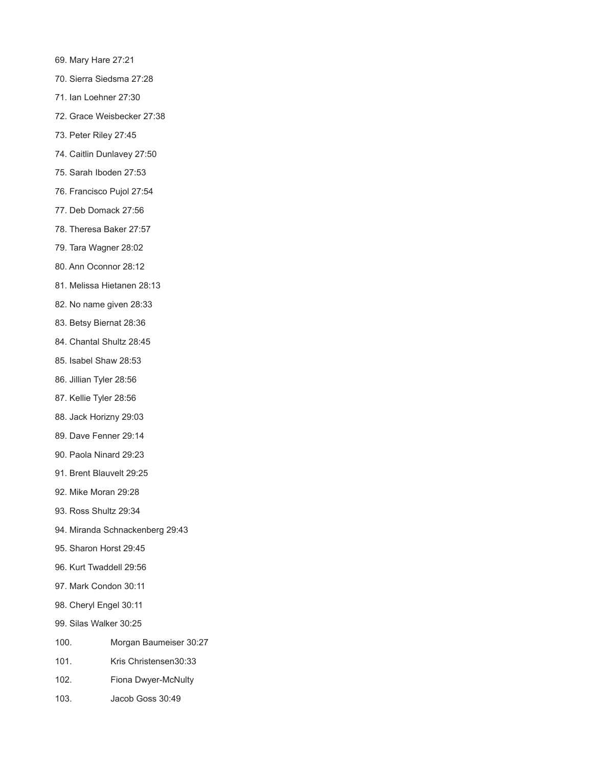69. Mary Hare 27:21
70. Sierra Siedsma 27:28
71. Ian Loehner 27:30
72. Grace Weisbecker 27:38
73. Peter Riley 27:45
74. Caitlin Dunlavey 27:50
75. Sarah Iboden 27:53
76. Francisco Pujol 27:54
77. Deb Domack 27:56
78. Theresa Baker 27:57
79. Tara Wagner 28:02
80. Ann Oconnor 28:12
81. Melissa Hietanen 28:13
82. No name given 28:33
83. Betsy Biernat 28:36
84. Chantal Shultz 28:45
85. Isabel Shaw 28:53
86. Jillian Tyler 28:56
87. Kellie Tyler 28:56
88. Jack Horizny 29:03
89. Dave Fenner 29:14
90. Paola Ninard 29:23
91. Brent Blauvelt 29:25
92. Mike Moran 29:28
93. Ross Shultz 29:34
94. Miranda Schnackenberg 29:43
95. Sharon Horst 29:45
96. Kurt Twaddell 29:56
97. Mark Condon 30:11
98. Cheryl Engel 30:11
99. Silas Walker 30:25
100. Morgan Baumeiser 30:27
101. Kris Christensen30:33
102. Fiona Dwyer-McNulty
103. Jacob Goss 30:49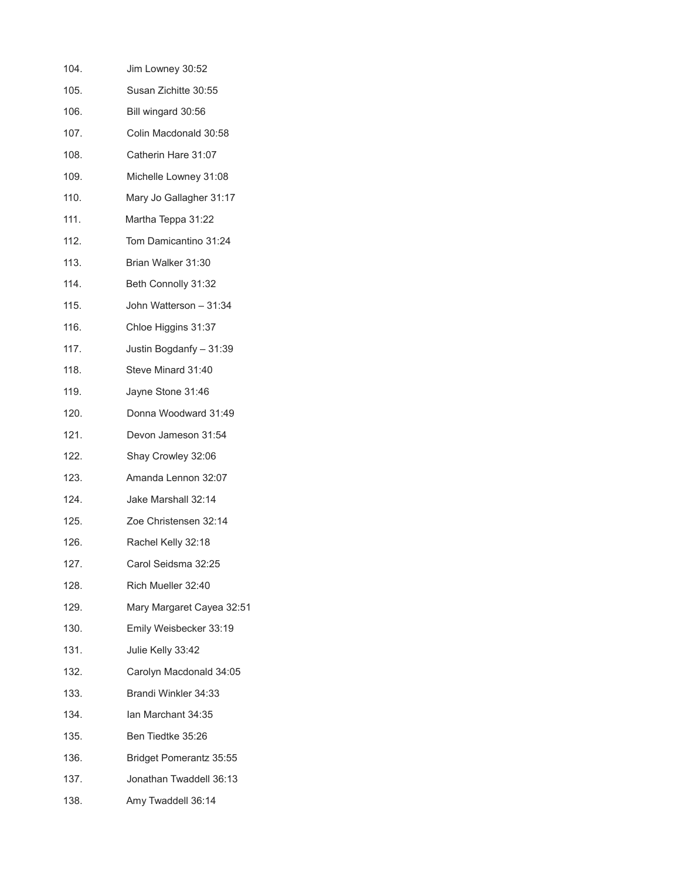104. Jim Lowney 30:52

105. Susan Zichitte 30:55

106. Bill wingard 30:56

107. Colin Macdonald 30:58

108. Catherin Hare 31:07

109. Michelle Lowney 31:08

110. Mary Jo Gallagher 31:17

111. Martha Teppa 31:22

112. Tom Damicantino 31:24

113. Brian Walker 31:30

114. Beth Connolly 31:32

115. John Watterson – 31:34

116. Chloe Higgins 31:37

117. Justin Bogdanfy – 31:39

118. Steve Minard 31:40

119. Jayne Stone 31:46

120. Donna Woodward 31:49

121. Devon Jameson 31:54

122. Shay Crowley 32:06

123. Amanda Lennon 32:07

124. Jake Marshall 32:14

125. Zoe Christensen 32:14

126. Rachel Kelly 32:18

127. Carol Seidsma 32:25

128. Rich Mueller 32:40

129. Mary Margaret Cayea 32:51

130. Emily Weisbecker 33:19

131. Julie Kelly 33:42

132. Carolyn Macdonald 34:05

133. Brandi Winkler 34:33

134. Ian Marchant 34:35

135. Ben Tiedtke 35:26

136. Bridget Pomerantz 35:55

137. Jonathan Twaddell 36:13

138. Amy Twaddell 36:14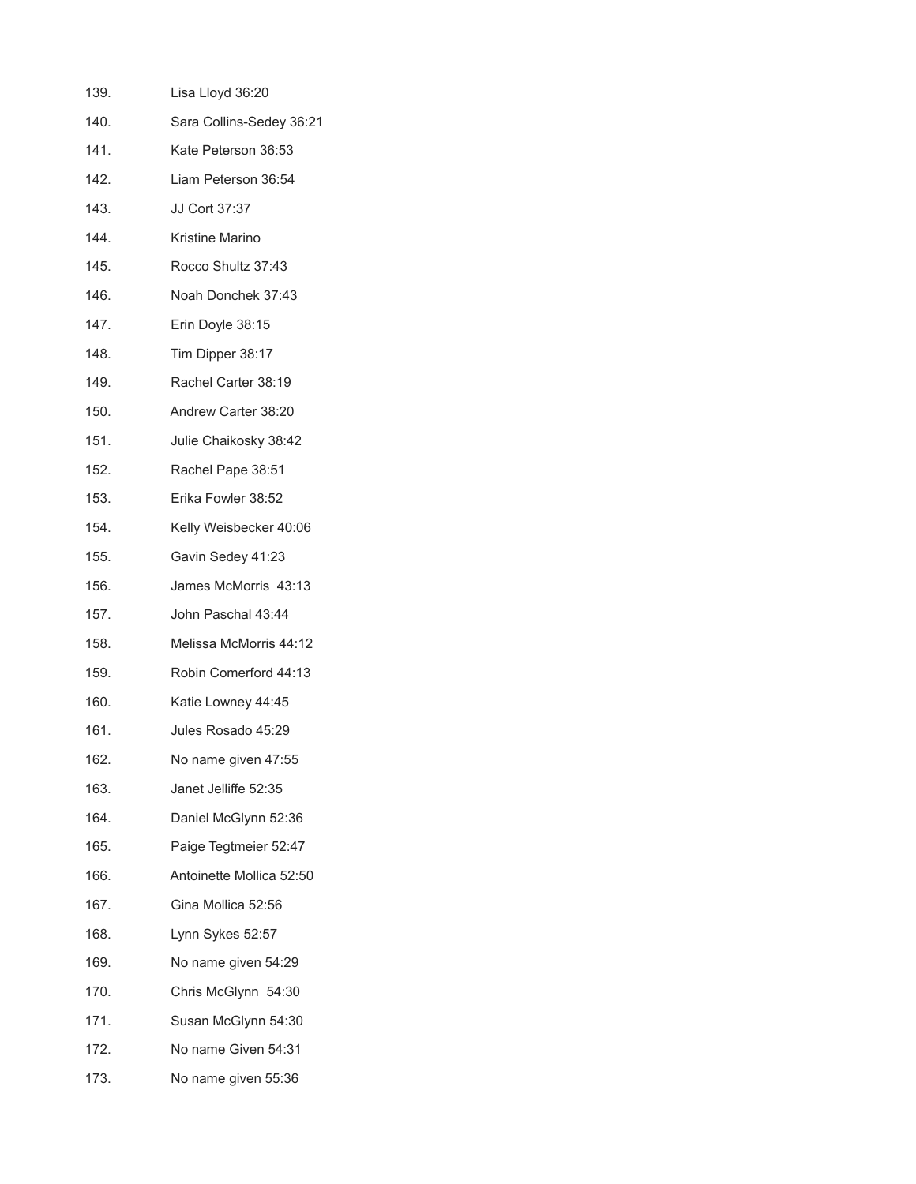139. Lisa Lloyd 36:20
140. Sara Collins-Sedey 36:21
141. Kate Peterson 36:53
142. Liam Peterson 36:54
143. JJ Cort 37:37
144. Kristine Marino
145. Rocco Shultz 37:43
146. Noah Donchek 37:43
147. Erin Doyle 38:15
148. Tim Dipper 38:17
149. Rachel Carter 38:19
150. Andrew Carter 38:20
151. Julie Chaikosky 38:42
152. Rachel Pape 38:51
153. Erika Fowler 38:52
154. Kelly Weisbecker 40:06
155. Gavin Sedey 41:23
156. James McMorris 43:13
157. John Paschal 43:44
158. Melissa McMorris 44:12
159. Robin Comerford 44:13
160. Katie Lowney 44:45
161. Jules Rosado 45:29
162. No name given 47:55
163. Janet Jelliffe 52:35
164. Daniel McGlynn 52:36
165. Paige Tegtmeier 52:47
166. Antoinette Mollica 52:50
167. Gina Mollica 52:56
168. Lynn Sykes 52:57
169. No name given 54:29
170. Chris McGlynn 54:30
171. Susan McGlynn 54:30
172. No name Given 54:31
173. No name given 55:36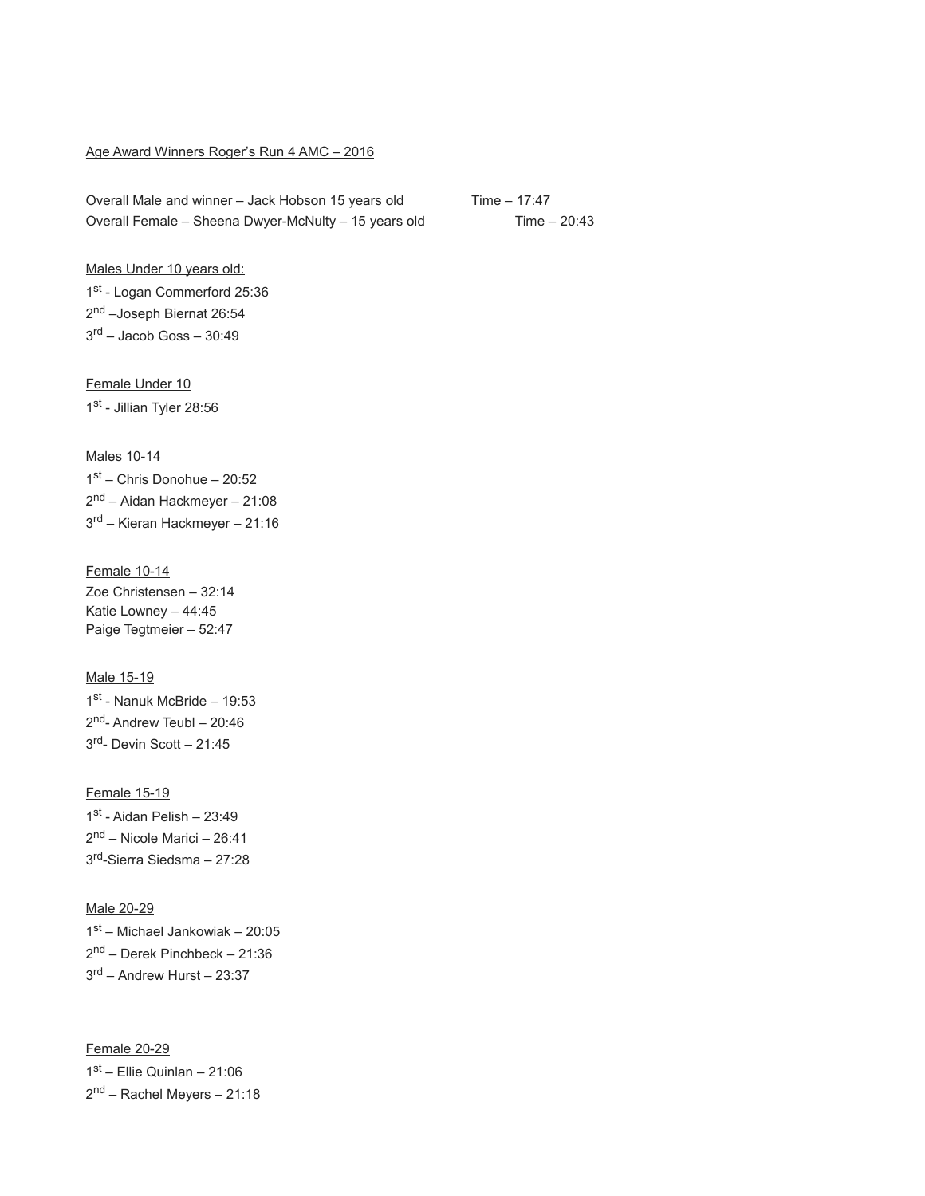Age Award Winners Roger's Run 4 AMC – 2016

Overall Male and winner – Jack Hobson 15 years old Time – 17:47
Overall Female – Sheena Dwyer-McNulty – 15 years old Time – 20:43

Males Under 10 years old:
1st - Logan Commerford 25:36
2nd –Joseph Biernat 26:54
3rd – Jacob Goss – 30:49

Female Under 10
1st - Jillian Tyler 28:56

Males 10-14
1st – Chris Donohue – 20:52
2nd – Aidan Hackmeyer – 21:08
3rd – Kieran Hackmeyer – 21:16

Female 10-14
Zoe Christensen – 32:14
Katie Lowney – 44:45
Paige Tegtmeier – 52:47

Male 15-19
1st - Nanuk McBride – 19:53
2nd- Andrew Teubl – 20:46
3rd- Devin Scott – 21:45

Female 15-19
1st - Aidan Pelish – 23:49
2nd – Nicole Marici – 26:41
3rd-Sierra Siedsma – 27:28

Male 20-29
1st – Michael Jankowiak – 20:05
2nd – Derek Pinchbeck – 21:36
3rd – Andrew Hurst – 23:37

Female 20-29
1st – Ellie Quinlan – 21:06
2nd – Rachel Meyers – 21:18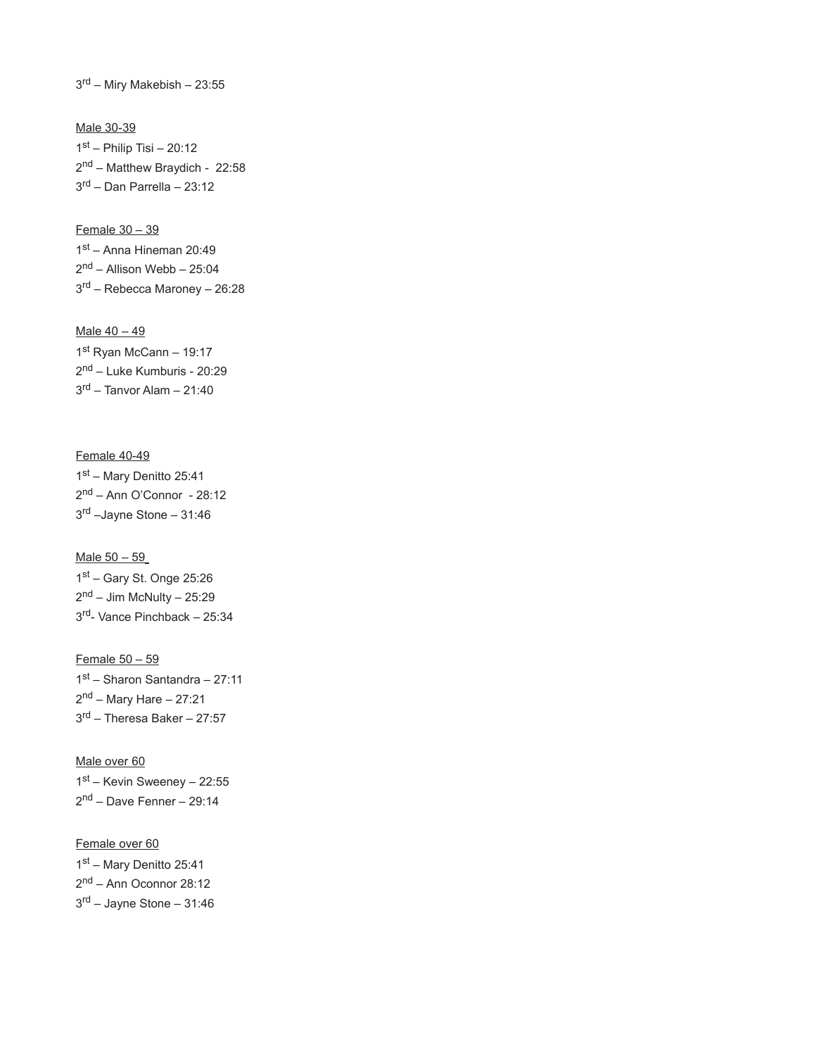3rd – Miry Makebish – 23:55

Male 30-39

1st – Philip Tisi – 20:12
2nd – Matthew Braydich - 22:58
3rd – Dan Parrella – 23:12

Female 30 – 39

1st – Anna Hineman 20:49
2nd – Allison Webb – 25:04
3rd – Rebecca Maroney – 26:28

Male 40 – 49

1st Ryan McCann – 19:17
2nd – Luke Kumburis - 20:29
3rd – Tanvor Alam – 21:40

Female 40-49

1st – Mary Denitto 25:41
2nd – Ann O'Connor - 28:12
3rd –Jayne Stone – 31:46

Male 50 – 59

1st – Gary St. Onge 25:26
2nd – Jim McNulty – 25:29
3rd- Vance Pinchback – 25:34

Female 50 – 59

1st – Sharon Santandra – 27:11
2nd – Mary Hare – 27:21
3rd – Theresa Baker – 27:57

Male over 60

1st – Kevin Sweeney – 22:55
2nd – Dave Fenner – 29:14

Female over 60

1st – Mary Denitto 25:41
2nd – Ann Oconnor 28:12
3rd – Jayne Stone – 31:46